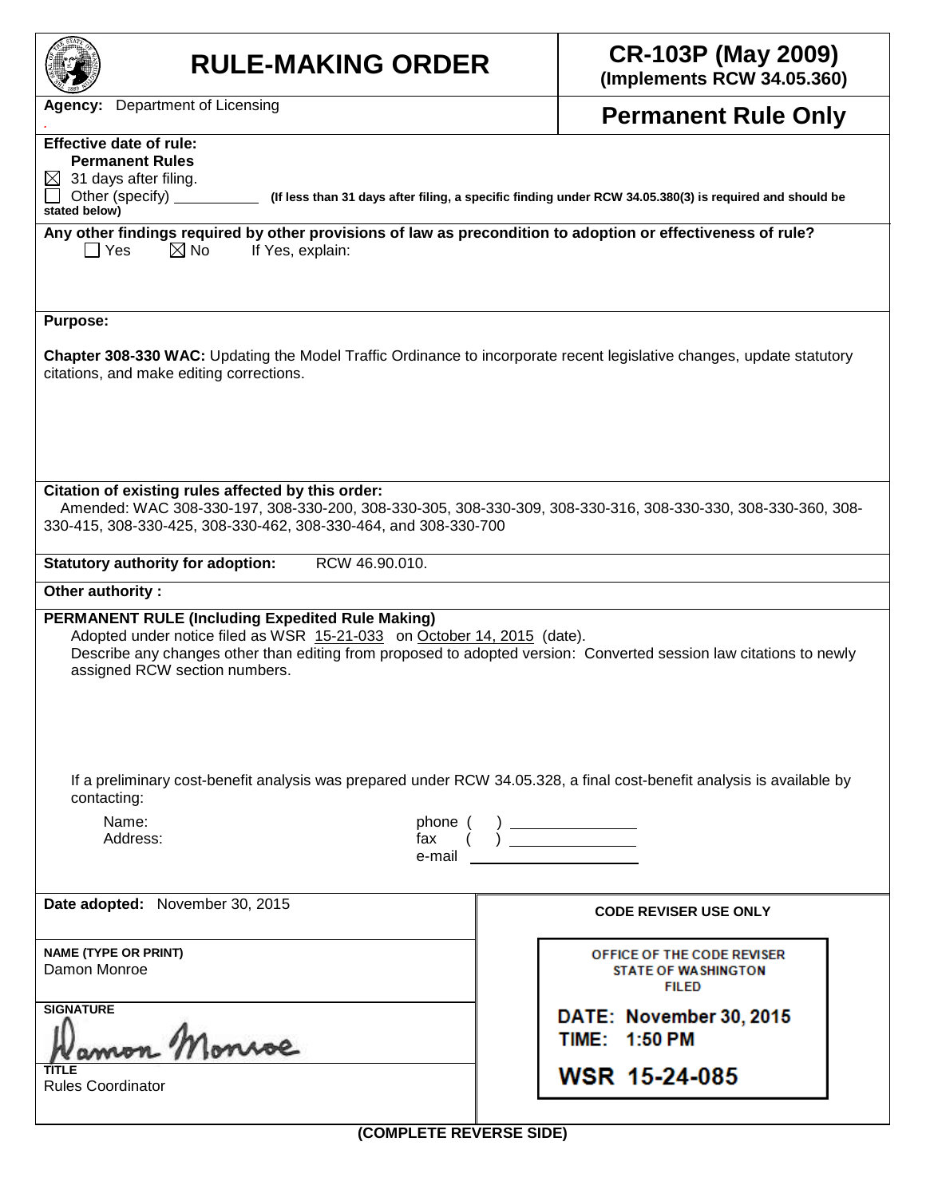# RULE-MAKING ORDER

**CR-103P (May 2009)**
**(Implements RCW 34.05.360)**

**Agency:** Department of Licensing

**Permanent Rule Only**

**Effective date of rule:**
**Permanent Rules**
☒ 31 days after filing.
☐ Other (specify) ____________ **(If less than 31 days after filing, a specific finding under RCW 34.05.380(3) is required and should be stated below)**

**Any other findings required by other provisions of law as precondition to adoption or effectiveness of rule?**
☐ Yes ☒ No If Yes, explain:

**Purpose:**

**Chapter 308-330 WAC:** Updating the Model Traffic Ordinance to incorporate recent legislative changes, update statutory citations, and make editing corrections.

**Citation of existing rules affected by this order:**
Amended: WAC 308-330-197, 308-330-200, 308-330-305, 308-330-309, 308-330-316, 308-330-330, 308-330-360, 308-330-415, 308-330-425, 308-330-462, 308-330-464, and 308-330-700

**Statutory authority for adoption:** RCW 46.90.010.

**Other authority :**

**PERMANENT RULE (Including Expedited Rule Making)**
Adopted under notice filed as WSR 15-21-033 on October 14, 2015 (date).
Describe any changes other than editing from proposed to adopted version: Converted session law citations to newly assigned RCW section numbers.

If a preliminary cost-benefit analysis was prepared under RCW 34.05.328, a final cost-benefit analysis is available by contacting:

Name:
Address:
phone ( ) ____________
fax ( ) ____________
e-mail ____________

**Date adopted:** November 30, 2015

**NAME (TYPE OR PRINT)**
Damon Monroe

**SIGNATURE**
Damon Monroe

**TITLE**
Rules Coordinator

**CODE REVISER USE ONLY**

OFFICE OF THE CODE REVISER
STATE OF WASHINGTON
FILED

DATE: November 30, 2015
TIME: 1:50 PM

WSR 15-24-085

**(COMPLETE REVERSE SIDE)**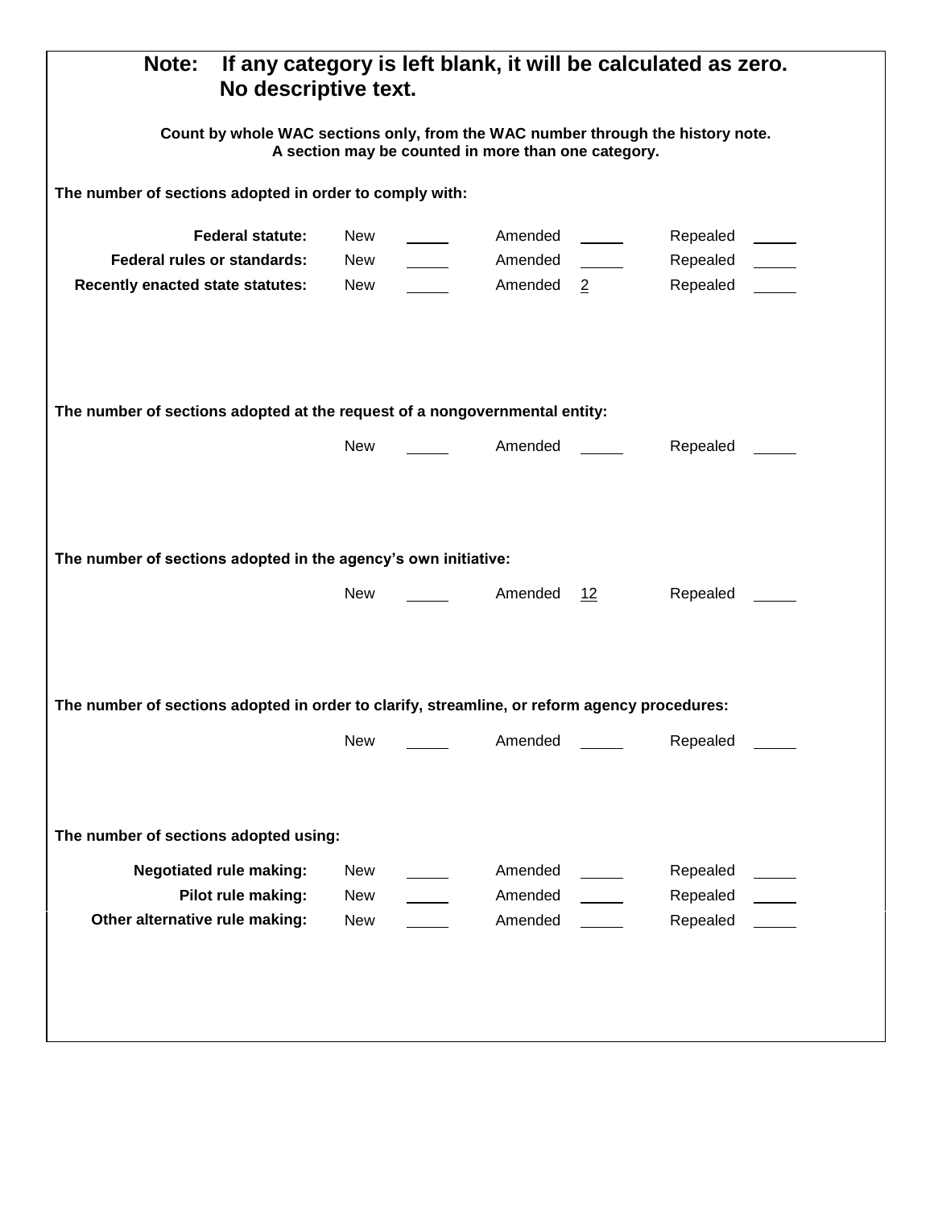**Note: If any category is left blank, it will be calculated as zero. No descriptive text.**

**Count by whole WAC sections only, from the WAC number through the history note. A section may be counted in more than one category.**

**The number of sections adopted in order to comply with:**

| | | | | | | |
|---|---|---|---|---|---|---|
| **Federal statute:** | New | | Amended | | Repealed | |
| **Federal rules or standards:** | New | | Amended | | Repealed | |
| **Recently enacted state statutes:** | New | | Amended | 2 | Repealed | |

**The number of sections adopted at the request of a nongovernmental entity:**

| | | | | | |
|---|---|---|---|---|---|
| New | | Amended | | Repealed | |

**The number of sections adopted in the agency's own initiative:**

| | | | | | |
|---|---|---|---|---|---|
| New | | Amended | 12 | Repealed | |

**The number of sections adopted in order to clarify, streamline, or reform agency procedures:**

| | | | | | |
|---|---|---|---|---|---|
| New | | Amended | | Repealed | |

**The number of sections adopted using:**

| | | | | | | |
|---|---|---|---|---|---|---|
| **Negotiated rule making:** | New | | Amended | | Repealed | |
| **Pilot rule making:** | New | | Amended | | Repealed | |
| **Other alternative rule making:** | New | | Amended | | Repealed | |